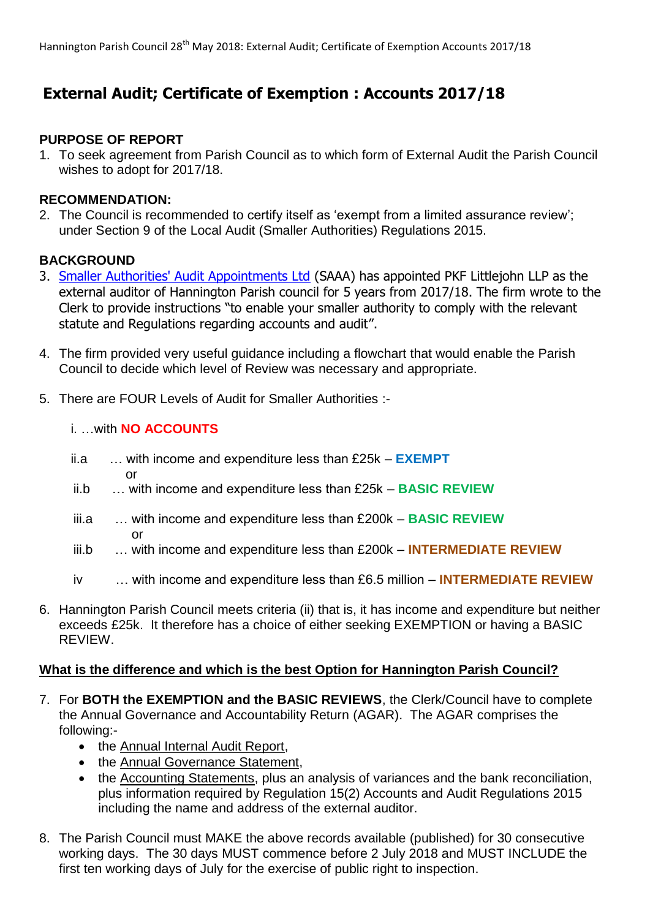# External Audit; Certificate of Exemption : Accounts 2017/18

**PURPOSE OF REPORT**

1. To seek agreement from Parish Council as to which form of External Audit the Parish Council wishes to adopt for 2017/18.

**RECOMMENDATION:**

2. The Council is recommended to certify itself as 'exempt from a limited assurance review'; under Section 9 of the Local Audit (Smaller Authorities) Regulations 2015.

**BACKGROUND**

3. Smaller Authorities' Audit Appointments Ltd (SAAA) has appointed PKF Littlejohn LLP as the external auditor of Hannington Parish council for 5 years from 2017/18. The firm wrote to the Clerk to provide instructions "to enable your smaller authority to comply with the relevant statute and Regulations regarding accounts and audit".

4. The firm provided very useful guidance including a flowchart that would enable the Parish Council to decide which level of Review was necessary and appropriate.

5. There are FOUR Levels of Audit for Smaller Authorities :-

   i. …with **NO ACCOUNTS**

   ii.a … with income and expenditure less than £25k – **EXEMPT**
   or
   ii.b … with income and expenditure less than £25k – **BASIC REVIEW**

   iii.a … with income and expenditure less than £200k – **BASIC REVIEW**
   or
   iii.b … with income and expenditure less than £200k – **INTERMEDIATE REVIEW**

   iv … with income and expenditure less than £6.5 million – **INTERMEDIATE REVIEW**

6. Hannington Parish Council meets criteria (ii) that is, it has income and expenditure but neither exceeds £25k. It therefore has a choice of either seeking EXEMPTION or having a BASIC REVIEW.

**What is the difference and which is the best Option for Hannington Parish Council?**

7. For **BOTH the EXEMPTION and the BASIC REVIEWS**, the Clerk/Council have to complete the Annual Governance and Accountability Return (AGAR). The AGAR comprises the following:-
   - the Annual Internal Audit Report,
   - the Annual Governance Statement,
   - the Accounting Statements, plus an analysis of variances and the bank reconciliation, plus information required by Regulation 15(2) Accounts and Audit Regulations 2015 including the name and address of the external auditor.

8. The Parish Council must MAKE the above records available (published) for 30 consecutive working days. The 30 days MUST commence before 2 July 2018 and MUST INCLUDE the first ten working days of July for the exercise of public right to inspection.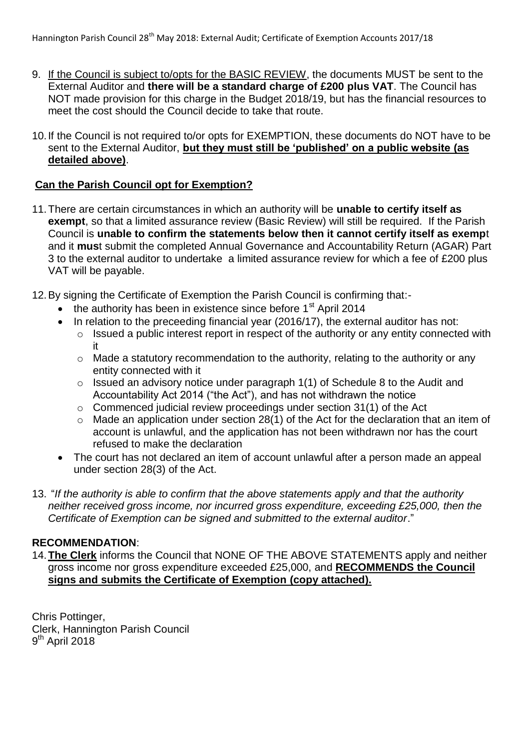9. <u>If the Council is subject to/opts for the BASIC REVIEW</u>, the documents MUST be sent to the External Auditor and **there will be a standard charge of £200 plus VAT**. The Council has NOT made provision for this charge in the Budget 2018/19, but has the financial resources to meet the cost should the Council decide to take that route.

10. If the Council is not required to/or opts for EXEMPTION, these documents do NOT have to be sent to the External Auditor, **<u>but they must still be 'published' on a public website (as detailed above)</u>**.

## <u>Can the Parish Council opt for Exemption?</u>

11. There are certain circumstances in which an authority will be **unable to certify itself as exempt**, so that a limited assurance review (Basic Review) will still be required. If the Parish Council is **unable to confirm the statements below then it cannot certify itself as exemp**t and it **mus**t submit the completed Annual Governance and Accountability Return (AGAR) Part 3 to the external auditor to undertake a limited assurance review for which a fee of £200 plus VAT will be payable.

12. By signing the Certificate of Exemption the Parish Council is confirming that:-
    - the authority has been in existence since before 1st April 2014
    - In relation to the preceeding financial year (2016/17), the external auditor has not:
        - Issued a public interest report in respect of the authority or any entity connected with it
        - Made a statutory recommendation to the authority, relating to the authority or any entity connected with it
        - Issued an advisory notice under paragraph 1(1) of Schedule 8 to the Audit and Accountability Act 2014 ("the Act"), and has not withdrawn the notice
        - Commenced judicial review proceedings under section 31(1) of the Act
        - Made an application under section 28(1) of the Act for the declaration that an item of account is unlawful, and the application has not been withdrawn nor has the court refused to make the declaration
    - The court has not declared an item of account unlawful after a person made an appeal under section 28(3) of the Act.

13. "*If the authority is able to confirm that the above statements apply and that the authority neither received gross income, nor incurred gross expenditure, exceeding £25,000, then the Certificate of Exemption can be signed and submitted to the external auditor*."

**RECOMMENDATION**:

14. **<u>The Clerk</u>** informs the Council that NONE OF THE ABOVE STATEMENTS apply and neither gross income nor gross expenditure exceeded £25,000, and **<u>RECOMMENDS the Council signs and submits the Certificate of Exemption (copy attached).</u>**

Chris Pottinger,
Clerk, Hannington Parish Council
9th April 2018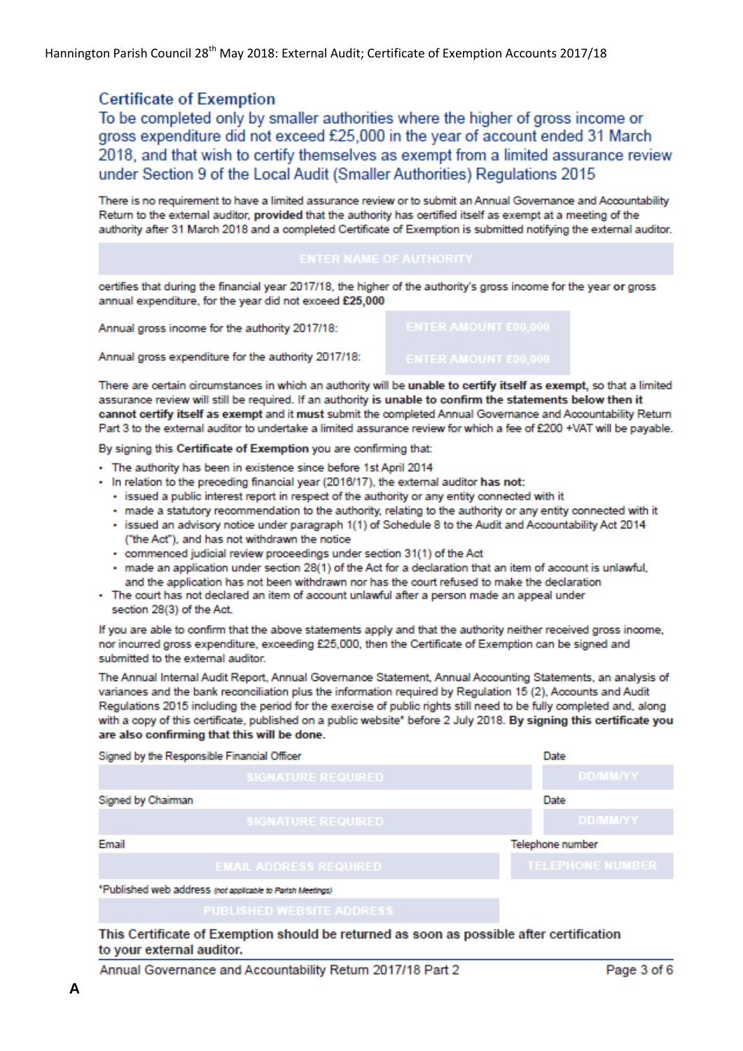## Certificate of Exemption

To be completed only by smaller authorities where the higher of gross income or gross expenditure did not exceed £25,000 in the year of account ended 31 March 2018, and that wish to certify themselves as exempt from a limited assurance review under Section 9 of the Local Audit (Smaller Authorities) Regulations 2015

There is no requirement to have a limited assurance review or to submit an Annual Governance and Accountability Return to the external auditor, **provided** that the authority has certified itself as exempt at a meeting of the authority after 31 March 2018 and a completed Certificate of Exemption is submitted notifying the external auditor.

ENTER NAME OF AUTHORITY

certifies that during the financial year 2017/18, the higher of the authority's gross income for the year **or** gross annual expenditure, for the year did not exceed **£25,000**

| | |
|---|---|
| Annual gross income for the authority 2017/18: | ENTER AMOUNT £00,000 |
| Annual gross expenditure for the authority 2017/18: | ENTER AMOUNT £00,000 |

There are certain circumstances in which an authority will be **unable to certify itself as exempt,** so that a limited assurance review will still be required. If an authority **is unable to confirm the statements below then it cannot certify itself as exempt** and it **must** submit the completed Annual Governance and Accountability Return Part 3 to the external auditor to undertake a limited assurance review for which a fee of £200 +VAT will be payable.

By signing this **Certificate of Exemption** you are confirming that:

- The authority has been in existence since before 1st April 2014
- In relation to the preceding financial year (2016/17), the external auditor **has not:**
  - issued a public interest report in respect of the authority or any entity connected with it
  - made a statutory recommendation to the authority, relating to the authority or any entity connected with it
  - issued an advisory notice under paragraph 1(1) of Schedule 8 to the Audit and Accountability Act 2014 ("the Act"), and has not withdrawn the notice
  - commenced judicial review proceedings under section 31(1) of the Act
  - made an application under section 28(1) of the Act for a declaration that an item of account is unlawful, and the application has not been withdrawn nor has the court refused to make the declaration
- The court has not declared an item of account unlawful after a person made an appeal under section 28(3) of the Act.

If you are able to confirm that the above statements apply and that the authority neither received gross income, nor incurred gross expenditure, exceeding £25,000, then the Certificate of Exemption can be signed and submitted to the external auditor.

The Annual Internal Audit Report, Annual Governance Statement, Annual Accounting Statements, an analysis of variances and the bank reconciliation plus the information required by Regulation 15 (2), Accounts and Audit Regulations 2015 including the period for the exercise of public rights still need to be fully completed and, along with a copy of this certificate, published on a public website* before 2 July 2018. **By signing this certificate you are also confirming that this will be done.**

| Signed by the Responsible Financial Officer | Date |
|---|---|
| SIGNATURE REQUIRED | DD/MM/YY |
| **Signed by Chairman** | **Date** |
| SIGNATURE REQUIRED | DD/MM/YY |
| **Email** | **Telephone number** |
| EMAIL ADDRESS REQUIRED | TELEPHONE NUMBER |

*Published web address *(not applicable to Parish Meetings)*

PUBLISHED WEBSITE ADDRESS

**This Certificate of Exemption should be returned as soon as possible after certification to your external auditor.**

**A**